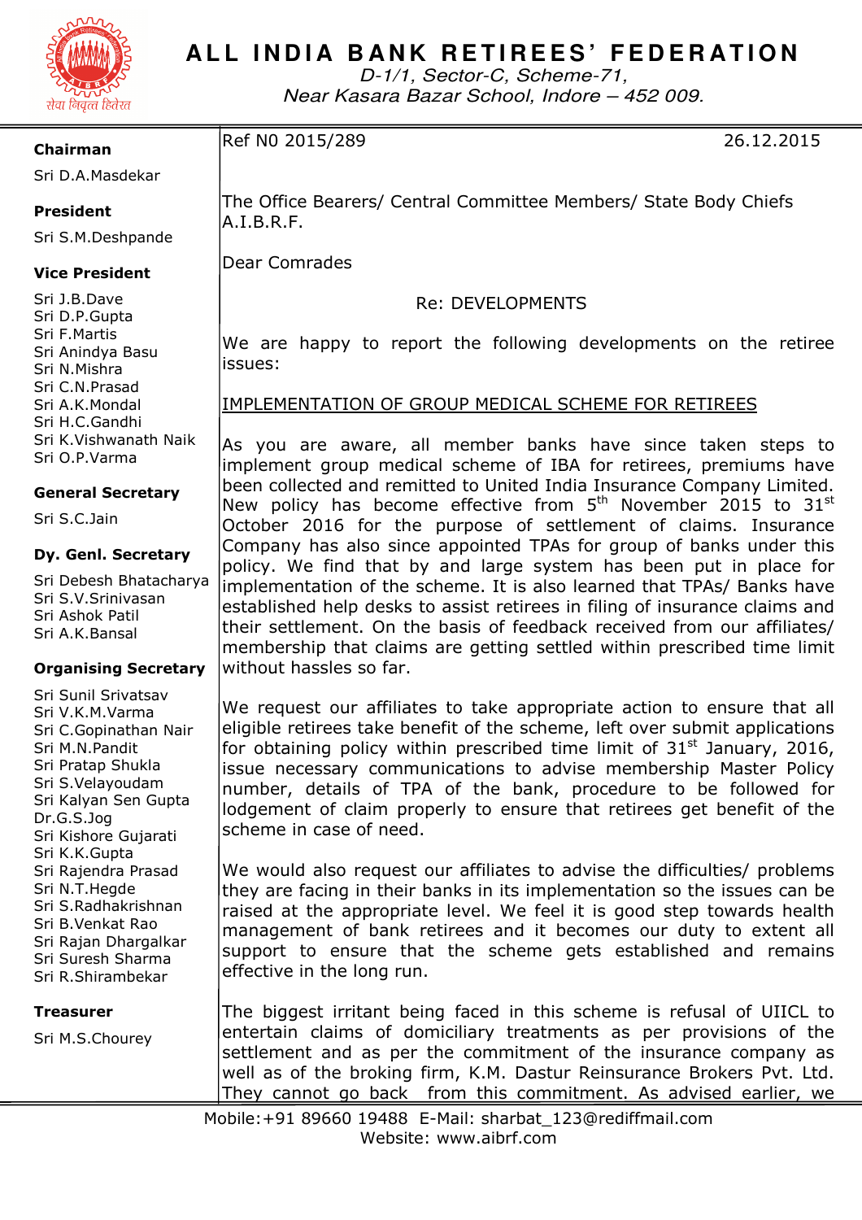# ALL INDIA BANK RETIREES' FEDERATION

*D-1/1, Sector-C, Scheme-71,*
*Near Kasara Bazar School, Indore – 452 009.*

**Chairman**

Sri D.A.Masdekar

**President**

Sri S.M.Deshpande

**Vice President**

Sri J.B.Dave
Sri D.P.Gupta
Sri F.Martis
Sri Anindya Basu
Sri N.Mishra
Sri C.N.Prasad
Sri A.K.Mondal
Sri H.C.Gandhi
Sri K.Vishwanath Naik
Sri O.P.Varma

**General Secretary**

Sri S.C.Jain

**Dy. Genl. Secretary**

Sri Debesh Bhatacharya
Sri S.V.Srinivasan
Sri Ashok Patil
Sri A.K.Bansal

**Organising Secretary**

Sri Sunil Srivatsav
Sri V.K.M.Varma
Sri C.Gopinathan Nair
Sri M.N.Pandit
Sri Pratap Shukla
Sri S.Velayoudam
Sri Kalyan Sen Gupta
Dr.G.S.Jog
Sri Kishore Gujarati
Sri K.K.Gupta
Sri Rajendra Prasad
Sri N.T.Hegde
Sri S.Radhakrishnan
Sri B.Venkat Rao
Sri Rajan Dhargalkar
Sri Suresh Sharma
Sri R.Shirambekar

**Treasurer**

Sri M.S.Chourey

Ref N0 2015/289 26.12.2015

The Office Bearers/ Central Committee Members/ State Body Chiefs
A.I.B.R.F.

Dear Comrades

Re: DEVELOPMENTS

We are happy to report the following developments on the retiree issues:

<u>IMPLEMENTATION OF GROUP MEDICAL SCHEME FOR RETIREES</u>

As you are aware, all member banks have since taken steps to implement group medical scheme of IBA for retirees, premiums have been collected and remitted to United India Insurance Company Limited. New policy has become effective from 5th November 2015 to 31st October 2016 for the purpose of settlement of claims. Insurance Company has also since appointed TPAs for group of banks under this policy. We find that by and large system has been put in place for implementation of the scheme. It is also learned that TPAs/ Banks have established help desks to assist retirees in filing of insurance claims and their settlement. On the basis of feedback received from our affiliates/ membership that claims are getting settled within prescribed time limit without hassles so far.

We request our affiliates to take appropriate action to ensure that all eligible retirees take benefit of the scheme, left over submit applications for obtaining policy within prescribed time limit of 31st January, 2016, issue necessary communications to advise membership Master Policy number, details of TPA of the bank, procedure to be followed for lodgement of claim properly to ensure that retirees get benefit of the scheme in case of need.

We would also request our affiliates to advise the difficulties/ problems they are facing in their banks in its implementation so the issues can be raised at the appropriate level. We feel it is good step towards health management of bank retirees and it becomes our duty to extent all support to ensure that the scheme gets established and remains effective in the long run.

The biggest irritant being faced in this scheme is refusal of UIICL to entertain claims of domiciliary treatments as per provisions of the settlement and as per the commitment of the insurance company as well as of the broking firm, K.M. Dastur Reinsurance Brokers Pvt. Ltd. They cannot go back from this commitment. As advised earlier, we

Mobile:+91 89660 19488 E-Mail: sharbat_123@rediffmail.com
Website: www.aibrf.com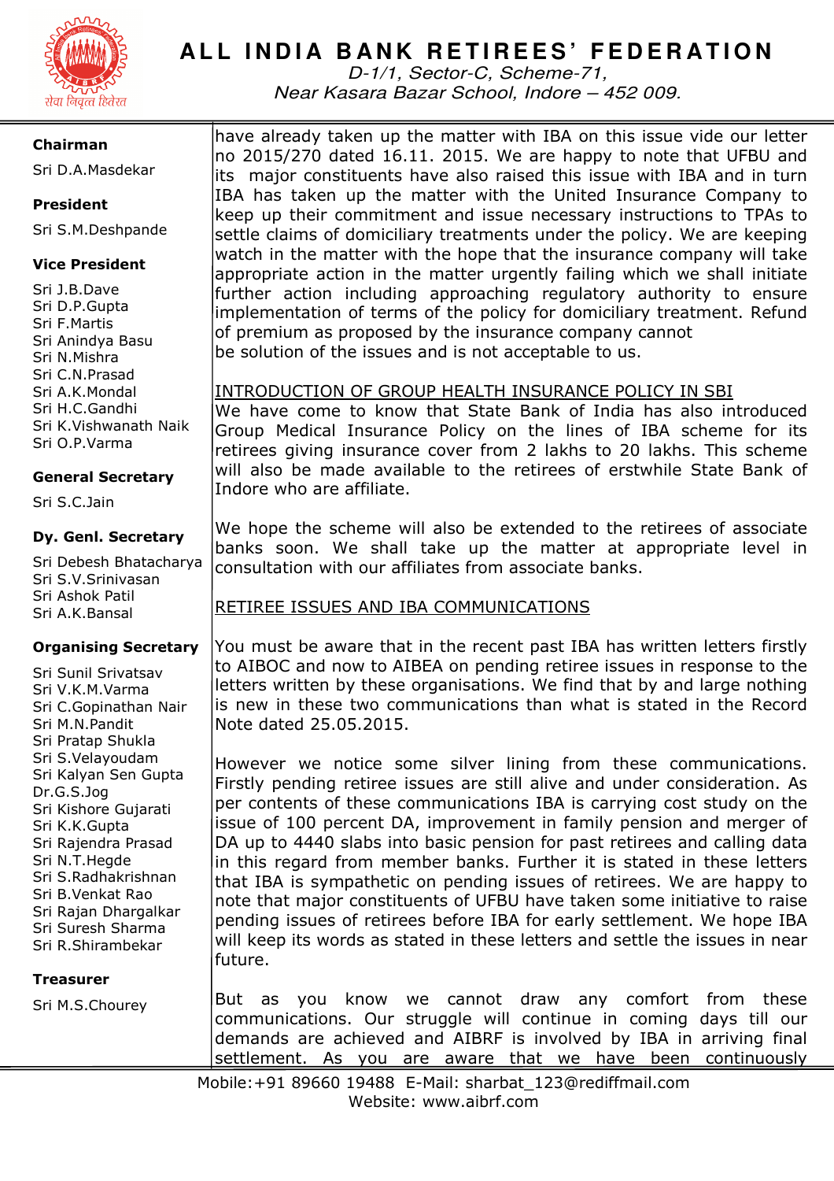# ALL INDIA BANK RETIREES' FEDERATION

*D-1/1, Sector-C, Scheme-71,*
*Near Kasara Bazar School, Indore – 452 009.*

**Chairman**

Sri D.A.Masdekar

**President**

Sri S.M.Deshpande

**Vice President**

Sri J.B.Dave
Sri D.P.Gupta
Sri F.Martis
Sri Anindya Basu
Sri N.Mishra
Sri C.N.Prasad
Sri A.K.Mondal
Sri H.C.Gandhi
Sri K.Vishwanath Naik
Sri O.P.Varma

**General Secretary**

Sri S.C.Jain

**Dy. Genl. Secretary**

Sri Debesh Bhatacharya
Sri S.V.Srinivasan
Sri Ashok Patil
Sri A.K.Bansal

**Organising Secretary**

Sri Sunil Srivatsav
Sri V.K.M.Varma
Sri C.Gopinathan Nair
Sri M.N.Pandit
Sri Pratap Shukla
Sri S.Velayoudam
Sri Kalyan Sen Gupta
Dr.G.S.Jog
Sri Kishore Gujarati
Sri K.K.Gupta
Sri Rajendra Prasad
Sri N.T.Hegde
Sri S.Radhakrishnan
Sri B.Venkat Rao
Sri Rajan Dhargalkar
Sri Suresh Sharma
Sri R.Shirambekar

**Treasurer**

Sri M.S.Chourey

have already taken up the matter with IBA on this issue vide our letter no 2015/270 dated 16.11. 2015. We are happy to note that UFBU and its major constituents have also raised this issue with IBA and in turn IBA has taken up the matter with the United Insurance Company to keep up their commitment and issue necessary instructions to TPAs to settle claims of domiciliary treatments under the policy. We are keeping watch in the matter with the hope that the insurance company will take appropriate action in the matter urgently failing which we shall initiate further action including approaching regulatory authority to ensure implementation of terms of the policy for domiciliary treatment. Refund of premium as proposed by the insurance company cannot be solution of the issues and is not acceptable to us.

INTRODUCTION OF GROUP HEALTH INSURANCE POLICY IN SBI

We have come to know that State Bank of India has also introduced Group Medical Insurance Policy on the lines of IBA scheme for its retirees giving insurance cover from 2 lakhs to 20 lakhs. This scheme will also be made available to the retirees of erstwhile State Bank of Indore who are affiliate.

We hope the scheme will also be extended to the retirees of associate banks soon. We shall take up the matter at appropriate level in consultation with our affiliates from associate banks.

RETIREE ISSUES AND IBA COMMUNICATIONS

You must be aware that in the recent past IBA has written letters firstly to AIBOC and now to AIBEA on pending retiree issues in response to the letters written by these organisations. We find that by and large nothing is new in these two communications than what is stated in the Record Note dated 25.05.2015.

However we notice some silver lining from these communications. Firstly pending retiree issues are still alive and under consideration. As per contents of these communications IBA is carrying cost study on the issue of 100 percent DA, improvement in family pension and merger of DA up to 4440 slabs into basic pension for past retirees and calling data in this regard from member banks. Further it is stated in these letters that IBA is sympathetic on pending issues of retirees. We are happy to note that major constituents of UFBU have taken some initiative to raise pending issues of retirees before IBA for early settlement. We hope IBA will keep its words as stated in these letters and settle the issues in near future.

But as you know we cannot draw any comfort from these communications. Our struggle will continue in coming days till our demands are achieved and AIBRF is involved by IBA in arriving final settlement. As you are aware that we have been continuously

Mobile:+91 89660 19488 E-Mail: sharbat_123@rediffmail.com
Website: www.aibrf.com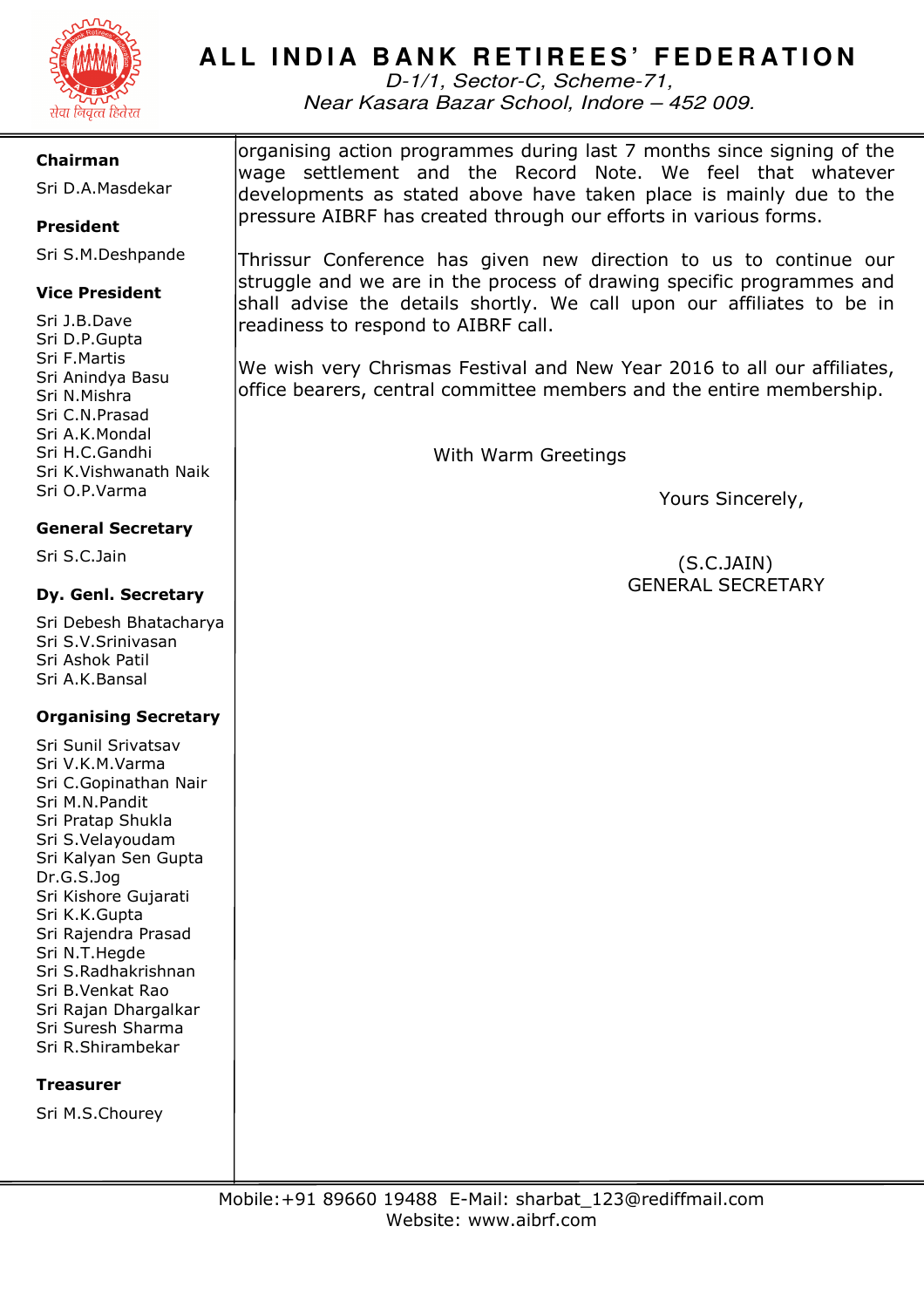# ALL INDIA BANK RETIREES' FEDERATION

*D-1/1, Sector-C, Scheme-71,*
*Near Kasara Bazar School, Indore – 452 009.*

**Chairman**
Sri D.A.Masdekar

**President**
Sri S.M.Deshpande

**Vice President**
Sri J.B.Dave
Sri D.P.Gupta
Sri F.Martis
Sri Anindya Basu
Sri N.Mishra
Sri C.N.Prasad
Sri A.K.Mondal
Sri H.C.Gandhi
Sri K.Vishwanath Naik
Sri O.P.Varma

**General Secretary**
Sri S.C.Jain

**Dy. Genl. Secretary**
Sri Debesh Bhatacharya
Sri S.V.Srinivasan
Sri Ashok Patil
Sri A.K.Bansal

**Organising Secretary**
Sri Sunil Srivatsav
Sri V.K.M.Varma
Sri C.Gopinathan Nair
Sri M.N.Pandit
Sri Pratap Shukla
Sri S.Velayoudam
Sri Kalyan Sen Gupta
Dr.G.S.Jog
Sri Kishore Gujarati
Sri K.K.Gupta
Sri Rajendra Prasad
Sri N.T.Hegde
Sri S.Radhakrishnan
Sri B.Venkat Rao
Sri Rajan Dhargalkar
Sri Suresh Sharma
Sri R.Shirambekar

**Treasurer**
Sri M.S.Chourey

organising action programmes during last 7 months since signing of the wage settlement and the Record Note. We feel that whatever developments as stated above have taken place is mainly due to the pressure AIBRF has created through our efforts in various forms.

Thrissur Conference has given new direction to us to continue our struggle and we are in the process of drawing specific programmes and shall advise the details shortly. We call upon our affiliates to be in readiness to respond to AIBRF call.

We wish very Chrismas Festival and New Year 2016 to all our affiliates, office bearers, central committee members and the entire membership.

With Warm Greetings

Yours Sincerely,

(S.C.JAIN)
GENERAL SECRETARY

Mobile:+91 89660 19488 E-Mail: sharbat_123@rediffmail.com
Website: www.aibrf.com